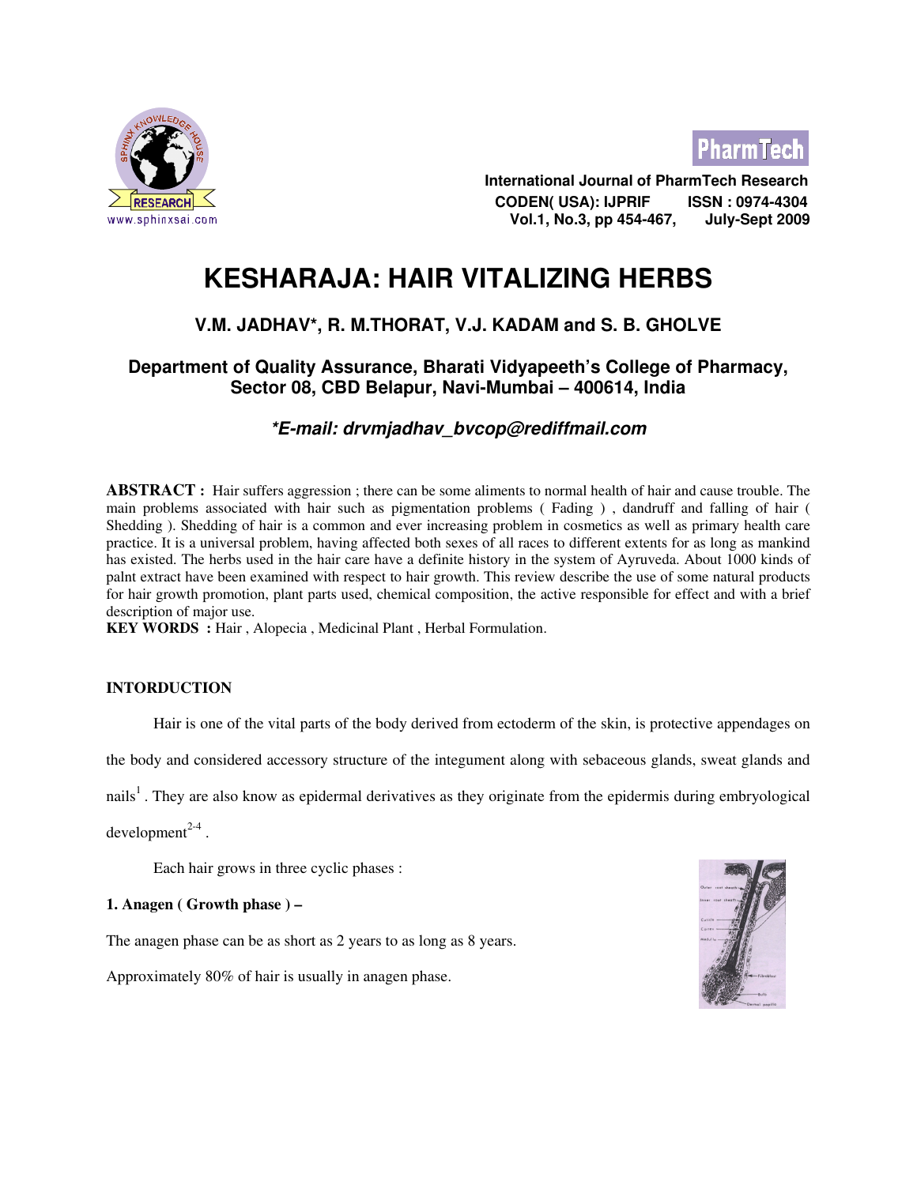# KESHARAJA: HAIR VITALIZING HERBS

## V.M. JADHAV*, R. M.THORAT, V.J. KADAM and S. B. GHOLVE

### Department of Quality Assurance, Bharati Vidyapeeth's College of Pharmacy, Sector 08, CBD Belapur, Navi-Mumbai – 400614, India

***E-mail: drvmjadhav_bvcop@rediffmail.com***

**ABSTRACT :** Hair suffers aggression ; there can be some aliments to normal health of hair and cause trouble. The main problems associated with hair such as pigmentation problems ( Fading ) , dandruff and falling of hair ( Shedding ). Shedding of hair is a common and ever increasing problem in cosmetics as well as primary health care practice. It is a universal problem, having affected both sexes of all races to different extents for as long as mankind has existed. The herbs used in the hair care have a definite history in the system of Ayruveda. About 1000 kinds of palnt extract have been examined with respect to hair growth. This review describe the use of some natural products for hair growth promotion, plant parts used, chemical composition, the active responsible for effect and with a brief description of major use.

**KEY WORDS :** Hair , Alopecia , Medicinal Plant , Herbal Formulation.

**INTORDUCTION**

Hair is one of the vital parts of the body derived from ectoderm of the skin, is protective appendages on the body and considered accessory structure of the integument along with sebaceous glands, sweat glands and nails[1] . They are also know as epidermal derivatives as they originate from the epidermis during embryological development[2-4] .

Each hair grows in three cyclic phases :

**1. Anagen ( Growth phase ) –**

The anagen phase can be as short as 2 years to as long as 8 years.

Approximately 80% of hair is usually in anagen phase.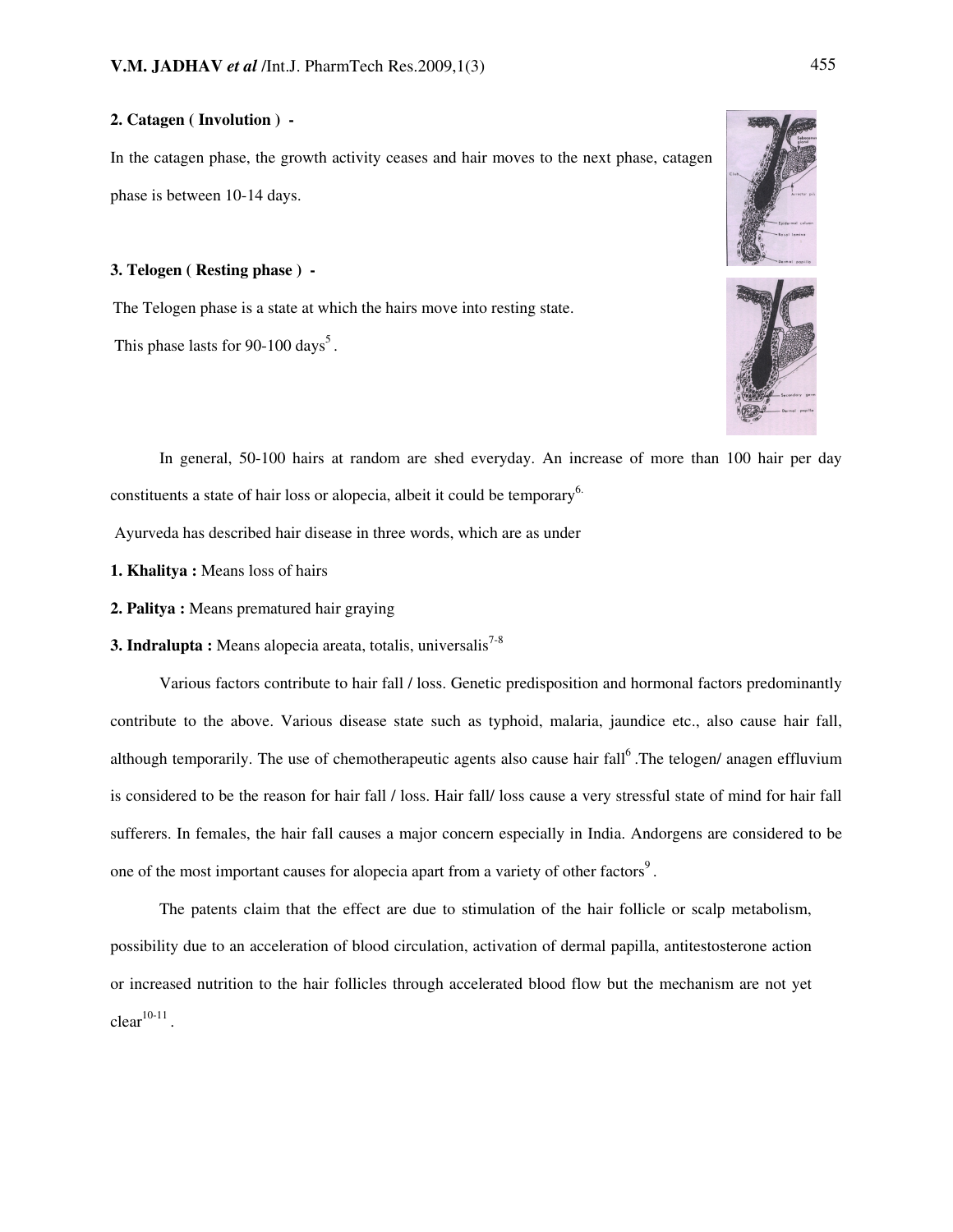**2. Catagen ( Involution ) -**

In the catagen phase, the growth activity ceases and hair moves to the next phase, catagen phase is between 10-14 days.

**3. Telogen ( Resting phase ) -**

The Telogen phase is a state at which the hairs move into resting state.

This phase lasts for 90-100 days[5].

In general, 50-100 hairs at random are shed everyday. An increase of more than 100 hair per day constituents a state of hair loss or alopecia, albeit it could be temporary[6].

Ayurveda has described hair disease in three words, which are as under

**1. Khalitya :** Means loss of hairs

**2. Palitya :** Means prematured hair graying

**3. Indralupta :** Means alopecia areata, totalis, universalis[7-8]

Various factors contribute to hair fall / loss. Genetic predisposition and hormonal factors predominantly contribute to the above. Various disease state such as typhoid, malaria, jaundice etc., also cause hair fall, although temporarily. The use of chemotherapeutic agents also cause hair fall[6] .The telogen/ anagen effluvium is considered to be the reason for hair fall / loss. Hair fall/ loss cause a very stressful state of mind for hair fall sufferers. In females, the hair fall causes a major concern especially in India. Andorgens are considered to be one of the most important causes for alopecia apart from a variety of other factors[9].

The patents claim that the effect are due to stimulation of the hair follicle or scalp metabolism, possibility due to an acceleration of blood circulation, activation of dermal papilla, antitestosterone action or increased nutrition to the hair follicles through accelerated blood flow but the mechanism are not yet clear[10-11].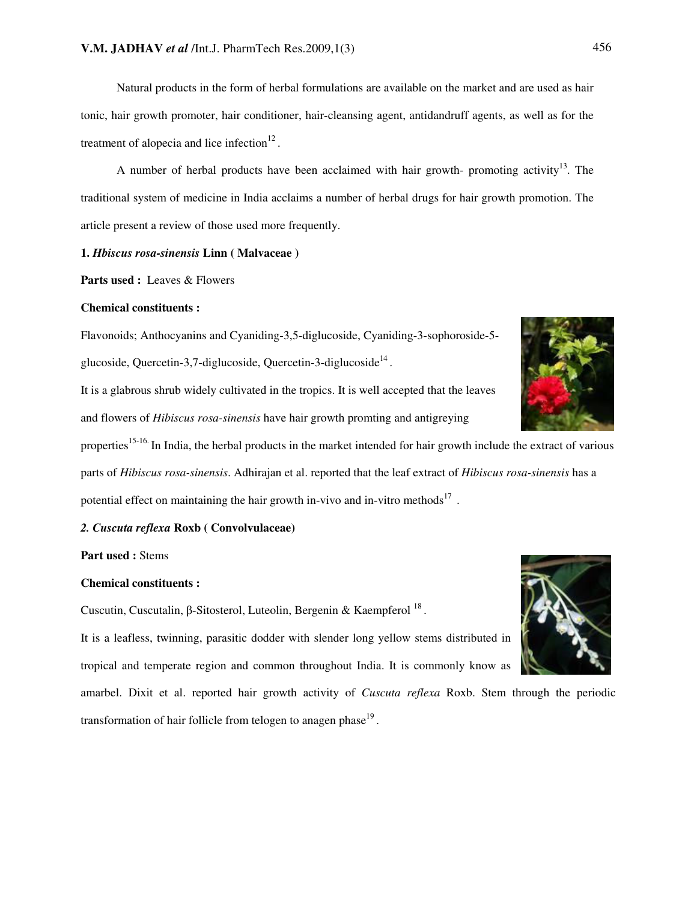Natural products in the form of herbal formulations are available on the market and are used as hair tonic, hair growth promoter, hair conditioner, hair-cleansing agent, antidandruff agents, as well as for the treatment of alopecia and lice infection[12].

A number of herbal products have been acclaimed with hair growth- promoting activity[13]. The traditional system of medicine in India acclaims a number of herbal drugs for hair growth promotion. The article present a review of those used more frequently.

**1. *Hbiscus rosa-sinensis* Linn ( Malvaceae )**

**Parts used :** Leaves & Flowers

**Chemical constituents :**

Flavonoids; Anthocyanins and Cyaniding-3,5-diglucoside, Cyaniding-3-sophoroside-5-glucoside, Quercetin-3,7-diglucoside, Quercetin-3-diglucoside[14].

It is a glabrous shrub widely cultivated in the tropics. It is well accepted that the leaves and flowers of *Hibiscus rosa-sinensis* have hair growth promting and antigreying properties[15-16]. In India, the herbal products in the market intended for hair growth include the extract of various parts of *Hibiscus rosa-sinensis*. Adhirajan et al. reported that the leaf extract of *Hibiscus rosa-sinensis* has a potential effect on maintaining the hair growth in-vivo and in-vitro methods[17].

***2. Cuscuta reflexa* Roxb ( Convolvulaceae)**

**Part used :** Stems

**Chemical constituents :**

Cuscutin, Cuscutalin, β-Sitosterol, Luteolin, Bergenin & Kaempferol [18].

It is a leafless, twinning, parasitic dodder with slender long yellow stems distributed in tropical and temperate region and common throughout India. It is commonly know as amarbel. Dixit et al. reported hair growth activity of *Cuscuta reflexa* Roxb. Stem through the periodic transformation of hair follicle from telogen to anagen phase[19].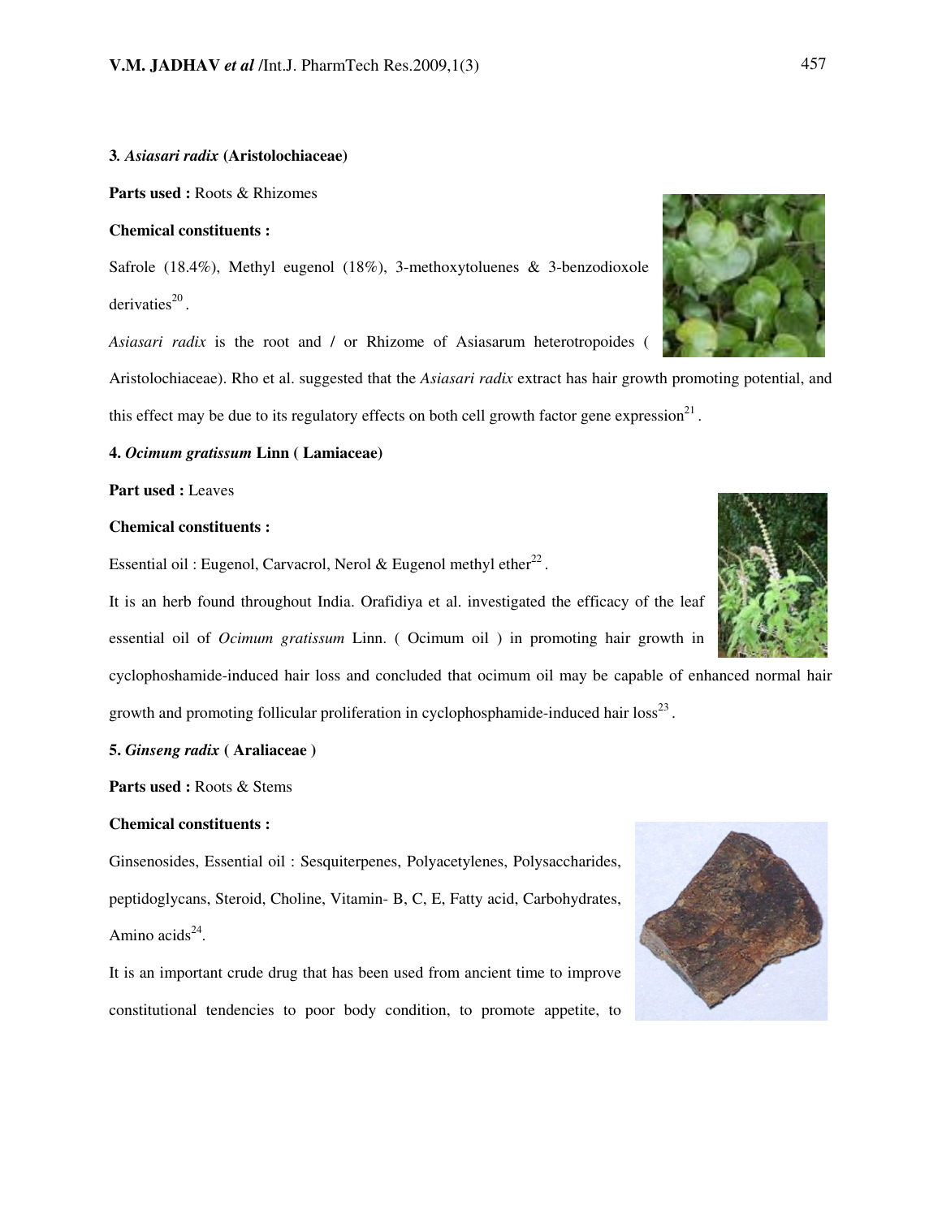**3.** ***Asiasari radix*** **(Aristolochiaceae)**

**Parts used :** Roots & Rhizomes

**Chemical constituents :**

Safrole (18.4%), Methyl eugenol (18%), 3-methoxytoluenes & 3-benzodioxole derivaties[20] .

*Asiasari radix* is the root and / or Rhizome of Asiasarum heterotropoides ( Aristolochiaceae). Rho et al. suggested that the *Asiasari radix* extract has hair growth promoting potential, and this effect may be due to its regulatory effects on both cell growth factor gene expression[21] .

**4.** ***Ocimum gratissum*** **Linn ( Lamiaceae)**

**Part used :** Leaves

**Chemical constituents :**

Essential oil : Eugenol, Carvacrol, Nerol & Eugenol methyl ether[22] .

It is an herb found throughout India. Orafidiya et al. investigated the efficacy of the leaf essential oil of *Ocimum gratissum* Linn. ( Ocimum oil ) in promoting hair growth in cyclophoshamide-induced hair loss and concluded that ocimum oil may be capable of enhanced normal hair growth and promoting follicular proliferation in cyclophosphamide-induced hair loss[23] .

**5.** ***Ginseng radix*** **( Araliaceae )**

**Parts used :** Roots & Stems

**Chemical constituents :**

Ginsenosides, Essential oil : Sesquiterpenes, Polyacetylenes, Polysaccharides, peptidoglycans, Steroid, Choline, Vitamin- B, C, E, Fatty acid, Carbohydrates, Amino acids[24].

It is an important crude drug that has been used from ancient time to improve constitutional tendencies to poor body condition, to promote appetite, to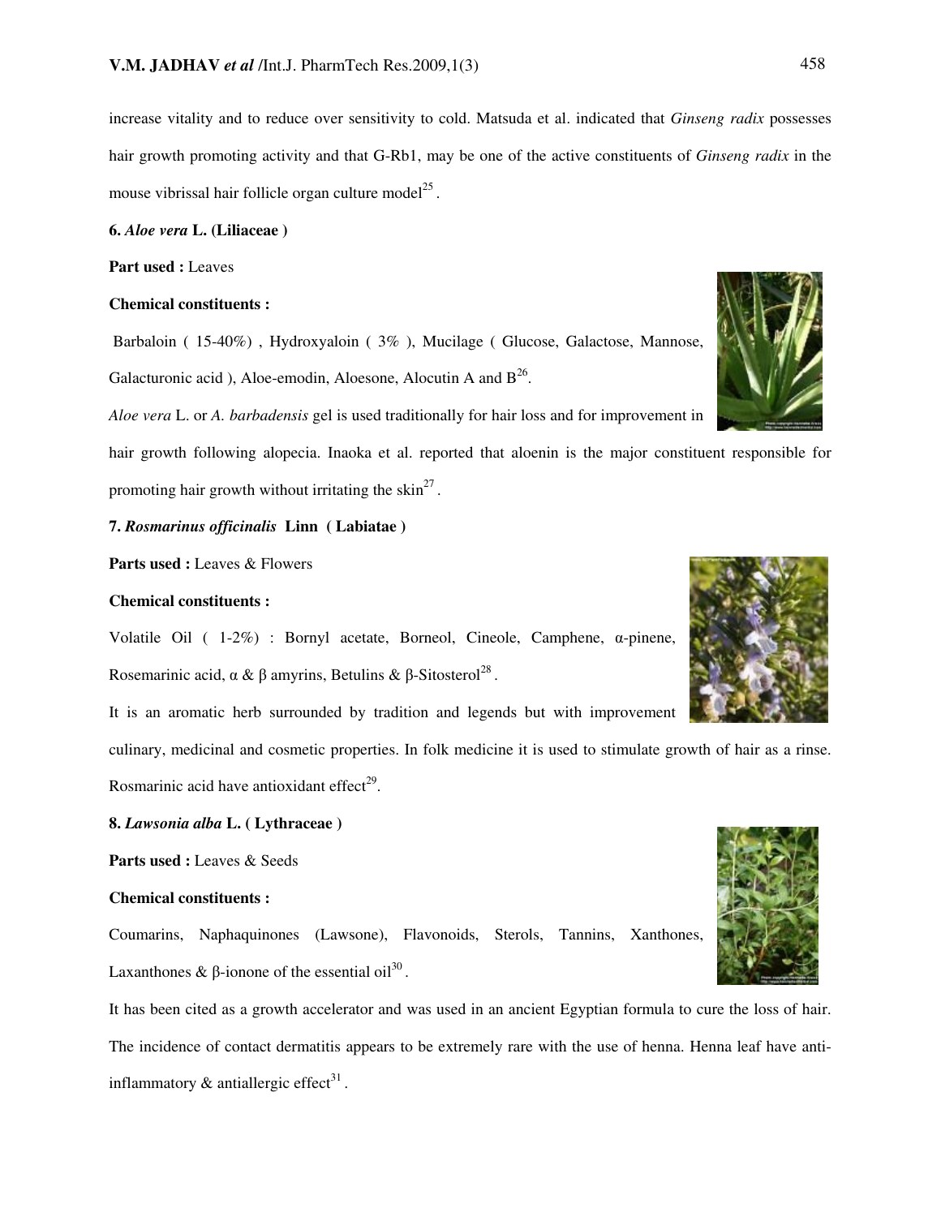increase vitality and to reduce over sensitivity to cold. Matsuda et al. indicated that *Ginseng radix* possesses hair growth promoting activity and that G-Rb1, may be one of the active constituents of *Ginseng radix* in the mouse vibrissal hair follicle organ culture model[25].

**6. *Aloe vera* L. (Liliaceae )**

**Part used :** Leaves

**Chemical constituents :**

Barbaloin ( 15-40%) , Hydroxyaloin ( 3% ), Mucilage ( Glucose, Galactose, Mannose, Galacturonic acid ), Aloe-emodin, Aloesone, Alocutin A and B[26].

*Aloe vera* L. or *A. barbadensis* gel is used traditionally for hair loss and for improvement in hair growth following alopecia. Inaoka et al. reported that aloenin is the major constituent responsible for promoting hair growth without irritating the skin[27].

**7. *Rosmarinus officinalis* Linn ( Labiatae )**

**Parts used :** Leaves & Flowers

**Chemical constituents :**

Volatile Oil ( 1-2%) : Bornyl acetate, Borneol, Cineole, Camphene, α-pinene, Rosemarinic acid, α & β amyrins, Betulins & β-Sitosterol[28].

It is an aromatic herb surrounded by tradition and legends but with improvement culinary, medicinal and cosmetic properties. In folk medicine it is used to stimulate growth of hair as a rinse. Rosmarinic acid have antioxidant effect[29].

**8. *Lawsonia alba* L. ( Lythraceae )**

**Parts used :** Leaves & Seeds

**Chemical constituents :**

Coumarins, Naphaquinones (Lawsone), Flavonoids, Sterols, Tannins, Xanthones, Laxanthones & β-ionone of the essential oil[30].

It has been cited as a growth accelerator and was used in an ancient Egyptian formula to cure the loss of hair. The incidence of contact dermatitis appears to be extremely rare with the use of henna. Henna leaf have anti-inflammatory & antiallergic effect[31].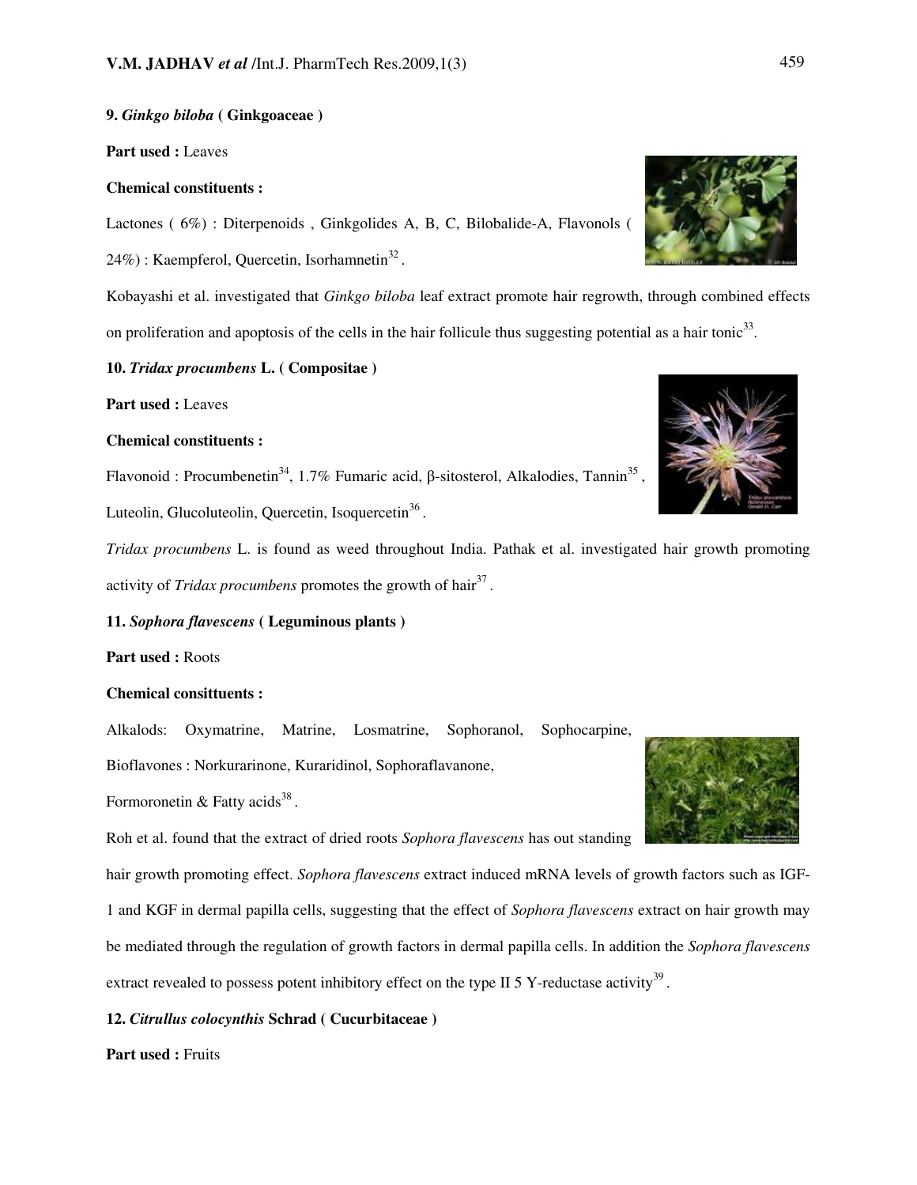**9. *Ginkgo biloba* ( Ginkgoaceae )**

**Part used :** Leaves

**Chemical constituents :**

Lactones ( 6%) : Diterpenoids , Ginkgolides A, B, C, Bilobalide-A, Flavonols ( 24%) : Kaempferol, Quercetin, Isorhamnetin[32] .

Kobayashi et al. investigated that *Ginkgo biloba* leaf extract promote hair regrowth, through combined effects on proliferation and apoptosis of the cells in the hair follicule thus suggesting potential as a hair tonic[33].

**10. *Tridax procumbens* L. ( Compositae )**

**Part used :** Leaves

**Chemical constituents :**

Flavonoid : Procumbenetin[34], 1.7% Fumaric acid, β-sitosterol, Alkalodies, Tannin[35] , Luteolin, Glucoluteolin, Quercetin, Isoquercetin[36] .

*Tridax procumbens* L. is found as weed throughout India. Pathak et al. investigated hair growth promoting activity of *Tridax procumbens* promotes the growth of hair[37] .

**11. *Sophora flavescens* ( Leguminous plants )**

**Part used :** Roots

**Chemical consittuents :**

Alkalods: Oxymatrine, Matrine, Losmatrine, Sophoranol, Sophocarpine, Bioflavones : Norkurarinone, Kuraridinol, Sophoraflavanone, Formoronetin & Fatty acids[38] .

Roh et al. found that the extract of dried roots *Sophora flavescens* has out standing hair growth promoting effect. *Sophora flavescens* extract induced mRNA levels of growth factors such as IGF-1 and KGF in dermal papilla cells, suggesting that the effect of *Sophora flavescens* extract on hair growth may be mediated through the regulation of growth factors in dermal papilla cells. In addition the *Sophora flavescens* extract revealed to possess potent inhibitory effect on the type II 5 Y-reductase activity[39] .

**12. *Citrullus colocynthis* Schrad ( Cucurbitaceae )**

**Part used :** Fruits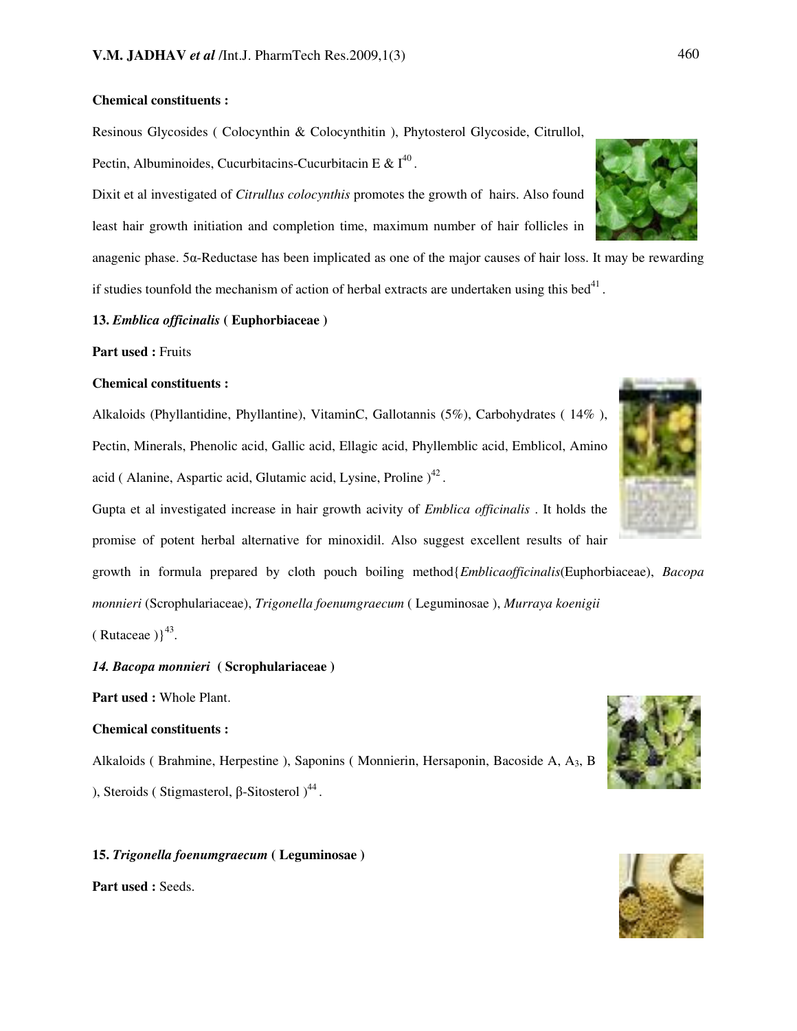**Chemical constituents :**

Resinous Glycosides ( Colocynthin & Colocynthitin ), Phytosterol Glycoside, Citrullol, Pectin, Albuminoides, Cucurbitacins-Cucurbitacin E & I[40] .

Dixit et al investigated of *Citrullus colocynthis* promotes the growth of hairs. Also found least hair growth initiation and completion time, maximum number of hair follicles in anagenic phase. 5α-Reductase has been implicated as one of the major causes of hair loss. It may be rewarding if studies tounfold the mechanism of action of herbal extracts are undertaken using this bed[41] .

**13. *Emblica officinalis* ( Euphorbiaceae )**

**Part used :** Fruits

**Chemical constituents :**

Alkaloids (Phyllantidine, Phyllantine), VitaminC, Gallotannis (5%), Carbohydrates ( 14% ), Pectin, Minerals, Phenolic acid, Gallic acid, Ellagic acid, Phyllemblic acid, Emblicol, Amino acid ( Alanine, Aspartic acid, Glutamic acid, Lysine, Proline )[42] .

Gupta et al investigated increase in hair growth acivity of *Emblica officinalis* . It holds the promise of potent herbal alternative for minoxidil. Also suggest excellent results of hair growth in formula prepared by cloth pouch boiling method{*Emblicaofficinalis*(Euphorbiaceae), *Bacopa monnieri* (Scrophulariaceae), *Trigonella foenumgraecum* ( Leguminosae ), *Murraya koenigii* ( Rutaceae )}[43].

***14. Bacopa monnieri* ( Scrophulariaceae )**

**Part used :** Whole Plant.

**Chemical constituents :**

Alkaloids ( Brahmine, Herpestine ), Saponins ( Monnierin, Hersaponin, Bacoside A, $A_3$, B ), Steroids ( Stigmasterol, β-Sitosterol )[44] .

**15. *Trigonella foenumgraecum* ( Leguminosae )**

**Part used :** Seeds.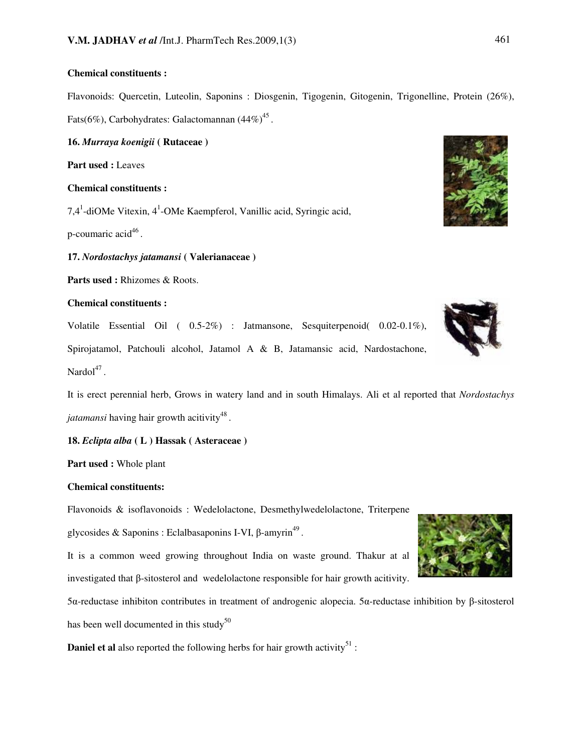**Chemical constituents :**

Flavonoids: Quercetin, Luteolin, Saponins : Diosgenin, Tigogenin, Gitogenin, Trigonelline, Protein (26%), Fats(6%), Carbohydrates: Galactomannan (44%)[45] .

**16. *Murraya koenigii* ( Rutaceae )**

**Part used :** Leaves

**Chemical constituents :**

7,4[1]-diOMe Vitexin, 4[1]-OMe Kaempferol, Vanillic acid, Syringic acid, p-coumaric acid[46] .

**17. *Nordostachys jatamansi* ( Valerianaceae )**

**Parts used :** Rhizomes & Roots.

**Chemical constituents :**

Volatile Essential Oil ( 0.5-2%) : Jatmansone, Sesquiterpenoid( 0.02-0.1%), Spirojatamol, Patchouli alcohol, Jatamol A & B, Jatamansic acid, Nardostachone, Nardol[47] .

It is erect perennial herb, Grows in watery land and in south Himalays. Ali et al reported that *Nordostachys jatamansi* having hair growth acitivity[48] .

**18. *Eclipta alba* ( L ) Hassak ( Asteraceae )**

**Part used :** Whole plant

**Chemical constituents:**

Flavonoids & isoflavonoids : Wedelolactone, Desmethylwedelolactone, Triterpene glycosides & Saponins : Eclalbasaponins I-VI, β-amyrin[49] .

It is a common weed growing throughout India on waste ground. Thakur at al investigated that β-sitosterol and wedelolactone responsible for hair growth acitivity. 5α-reductase inhibiton contributes in treatment of androgenic alopecia. 5α-reductase inhibition by β-sitosterol has been well documented in this study[50]

**Daniel et al** also reported the following herbs for hair growth activity[51] :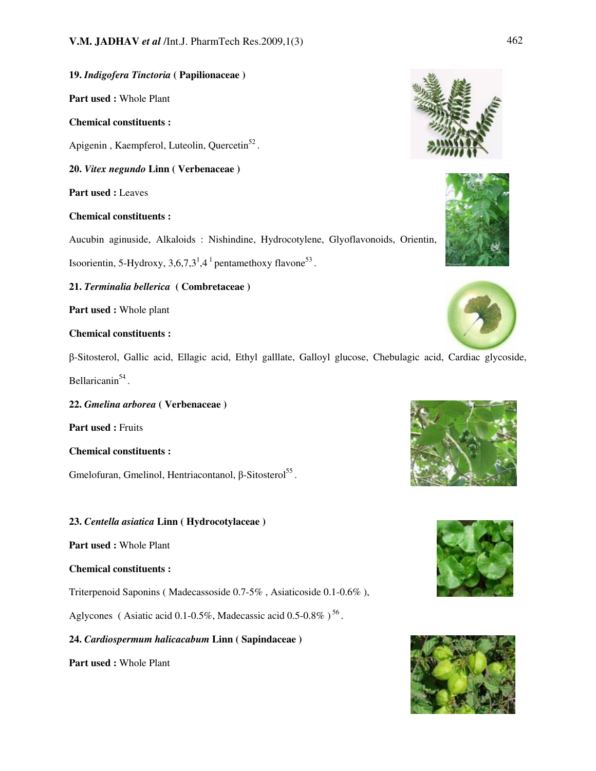**19. *Indigofera Tinctoria* ( Papilionaceae )**

**Part used :** Whole Plant

**Chemical constituents :**

Apigenin , Kaempferol, Luteolin, Quercetin[52] .

**20. *Vitex negundo* Linn ( Verbenaceae )**

**Part used :** Leaves

**Chemical constituents :**

Aucubin aginuside, Alkaloids : Nishindine, Hydrocotylene, Glyoflavonoids, Orientin, Isoorientin, 5-Hydroxy, $3,6,7,3^1,4^1$ pentamethoxy flavone[53] .

**21. *Terminalia bellerica* ( Combretaceae )**

**Part used :** Whole plant

**Chemical constituents :**

β-Sitosterol, Gallic acid, Ellagic acid, Ethyl galllate, Galloyl glucose, Chebulagic acid, Cardiac glycoside, Bellaricanin[54] .

**22. *Gmelina arborea* ( Verbenaceae )**

**Part used :** Fruits

**Chemical constituents :**

Gmelofuran, Gmelinol, Hentriacontanol, β-Sitosterol[55] .

**23. *Centella asiatica* Linn ( Hydrocotylaceae )**

**Part used :** Whole Plant

**Chemical constituents :**

Triterpenoid Saponins ( Madecassoside 0.7-5% , Asiaticoside 0.1-0.6% ),

Aglycones ( Asiatic acid 0.1-0.5%, Madecassic acid 0.5-0.8% )[56] .

**24. *Cardiospermum halicacabum* Linn ( Sapindaceae )**

**Part used :** Whole Plant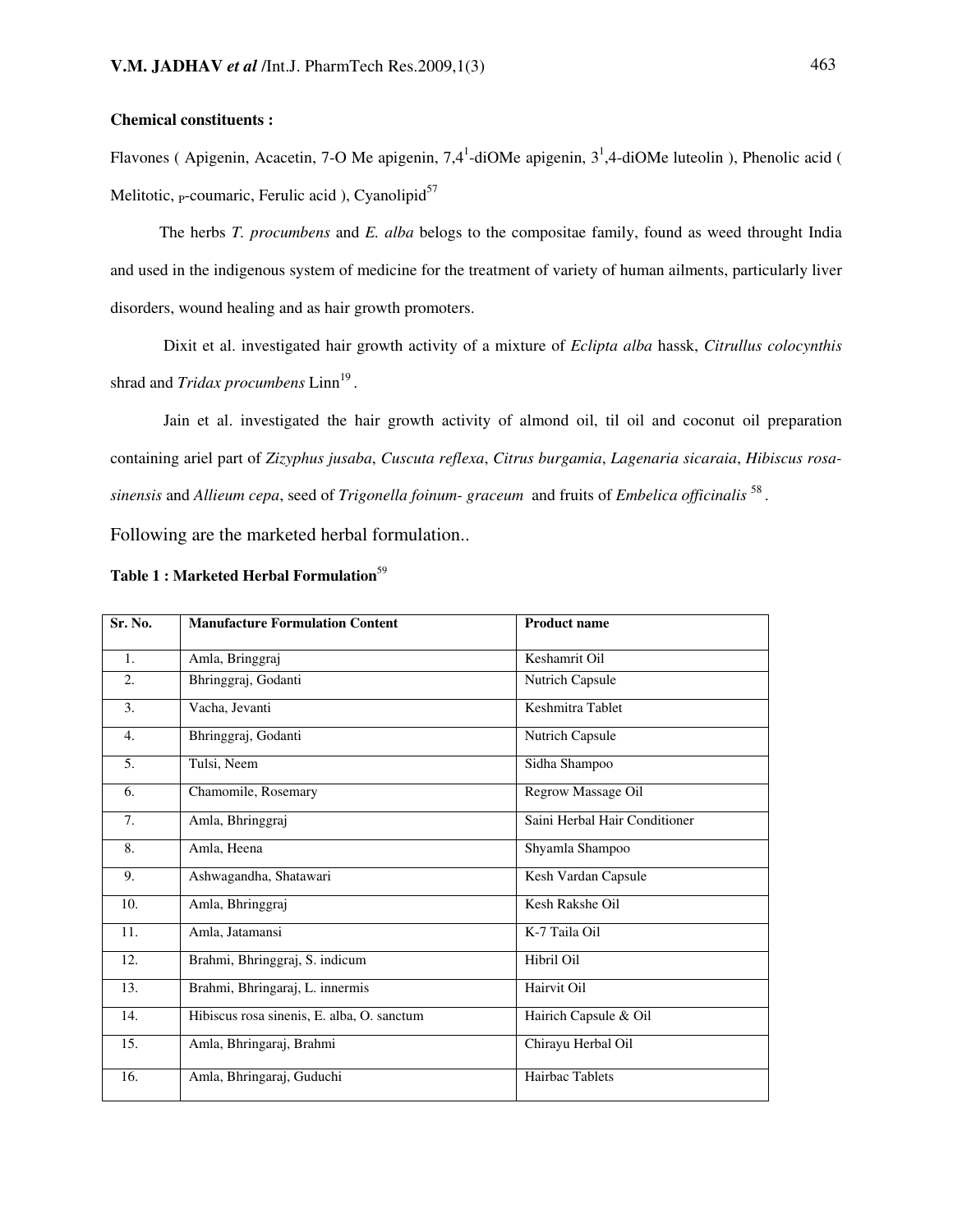**Chemical constituents :**

Flavones ( Apigenin, Acacetin, 7-O Me apigenin, 7,4$^{1}$-diOMe apigenin, 3$^{1}$,4-diOMe luteolin ), Phenolic acid ( Melitotic, $_{P}$-coumaric, Ferulic acid ), Cyanolipid[57]

The herbs *T. procumbens* and *E. alba* belogs to the compositae family, found as weed throught India and used in the indigenous system of medicine for the treatment of variety of human ailments, particularly liver disorders, wound healing and as hair growth promoters.

Dixit et al. investigated hair growth activity of a mixture of *Eclipta alba* hassk, *Citrullus colocynthis* shrad and *Tridax procumbens* Linn[19] .

Jain et al. investigated the hair growth activity of almond oil, til oil and coconut oil preparation containing ariel part of *Zizyphus jusaba*, *Cuscuta reflexa*, *Citrus burgamia*, *Lagenaria sicaraia*, *Hibiscus rosa-sinensis* and *Allieum cepa*, seed of *Trigonella foinum- graceum* and fruits of *Embelica officinalis* [58] .

Following are the marketed herbal formulation..

**Table 1 : Marketed Herbal Formulation**[59]

| Sr. No. | Manufacture Formulation Content | Product name |
|---|---|---|
| 1. | Amla, Bringgraj | Keshamrit Oil |
| 2. | Bhringgraj, Godanti | Nutrich Capsule |
| 3. | Vacha, Jevanti | Keshmitra Tablet |
| 4. | Bhringgraj, Godanti | Nutrich Capsule |
| 5. | Tulsi, Neem | Sidha Shampoo |
| 6. | Chamomile, Rosemary | Regrow Massage Oil |
| 7. | Amla, Bhringgraj | Saini Herbal Hair Conditioner |
| 8. | Amla, Heena | Shyamla Shampoo |
| 9. | Ashwagandha, Shatawari | Kesh Vardan Capsule |
| 10. | Amla, Bhringgraj | Kesh Rakshe Oil |
| 11. | Amla, Jatamansi | K-7 Taila Oil |
| 12. | Brahmi, Bhringgraj, S. indicum | Hibril Oil |
| 13. | Brahmi, Bhringaraj, L. innermis | Hairvit Oil |
| 14. | Hibiscus rosa sinenis, E. alba, O. sanctum | Hairich Capsule & Oil |
| 15. | Amla, Bhringaraj, Brahmi | Chirayu Herbal Oil |
| 16. | Amla, Bhringaraj, Guduchi | Hairbac Tablets |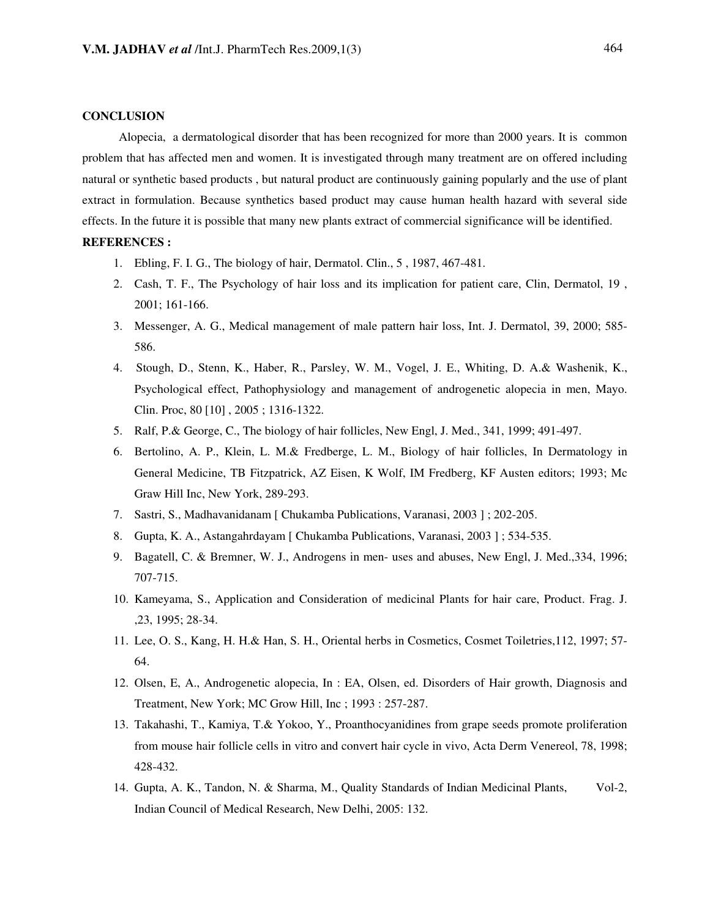## CONCLUSION

Alopecia, a dermatological disorder that has been recognized for more than 2000 years. It is common problem that has affected men and women. It is investigated through many treatment are on offered including natural or synthetic based products , but natural product are continuously gaining popularly and the use of plant extract in formulation. Because synthetics based product may cause human health hazard with several side effects. In the future it is possible that many new plants extract of commercial significance will be identified.

## REFERENCES :

1. Ebling, F. I. G., The biology of hair, Dermatol. Clin., 5 , 1987, 467-481.
2. Cash, T. F., The Psychology of hair loss and its implication for patient care, Clin, Dermatol, 19 , 2001; 161-166.
3. Messenger, A. G., Medical management of male pattern hair loss, Int. J. Dermatol, 39, 2000; 585-586.
4. Stough, D., Stenn, K., Haber, R., Parsley, W. M., Vogel, J. E., Whiting, D. A.& Washenik, K., Psychological effect, Pathophysiology and management of androgenetic alopecia in men, Mayo. Clin. Proc, 80 [10] , 2005 ; 1316-1322.
5. Ralf, P.& George, C., The biology of hair follicles, New Engl, J. Med., 341, 1999; 491-497.
6. Bertolino, A. P., Klein, L. M.& Fredberge, L. M., Biology of hair follicles, In Dermatology in General Medicine, TB Fitzpatrick, AZ Eisen, K Wolf, IM Fredberg, KF Austen editors; 1993; Mc Graw Hill Inc, New York, 289-293.
7. Sastri, S., Madhavanidanam [ Chukamba Publications, Varanasi, 2003 ] ; 202-205.
8. Gupta, K. A., Astangahrdayam [ Chukamba Publications, Varanasi, 2003 ] ; 534-535.
9. Bagatell, C. & Bremner, W. J., Androgens in men- uses and abuses, New Engl, J. Med.,334, 1996; 707-715.
10. Kameyama, S., Application and Consideration of medicinal Plants for hair care, Product. Frag. J. ,23, 1995; 28-34.
11. Lee, O. S., Kang, H. H.& Han, S. H., Oriental herbs in Cosmetics, Cosmet Toiletries,112, 1997; 57-64.
12. Olsen, E, A., Androgenetic alopecia, In : EA, Olsen, ed. Disorders of Hair growth, Diagnosis and Treatment, New York; MC Grow Hill, Inc ; 1993 : 257-287.
13. Takahashi, T., Kamiya, T.& Yokoo, Y., Proanthocyanidines from grape seeds promote proliferation from mouse hair follicle cells in vitro and convert hair cycle in vivo, Acta Derm Venereol, 78, 1998; 428-432.
14. Gupta, A. K., Tandon, N. & Sharma, M., Quality Standards of Indian Medicinal Plants, Vol-2, Indian Council of Medical Research, New Delhi, 2005: 132.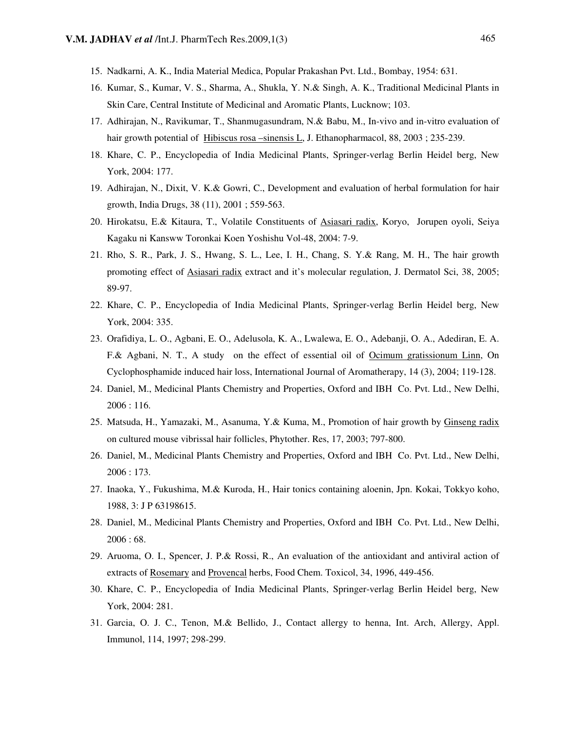15. Nadkarni, A. K., India Material Medica, Popular Prakashan Pvt. Ltd., Bombay, 1954: 631.
16. Kumar, S., Kumar, V. S., Sharma, A., Shukla, Y. N.& Singh, A. K., Traditional Medicinal Plants in Skin Care, Central Institute of Medicinal and Aromatic Plants, Lucknow; 103.
17. Adhirajan, N., Ravikumar, T., Shanmugasundram, N.& Babu, M., In-vivo and in-vitro evaluation of hair growth potential of Hibiscus rosa –sinensis L, J. Ethanopharmacol, 88, 2003 ; 235-239.
18. Khare, C. P., Encyclopedia of India Medicinal Plants, Springer-verlag Berlin Heidel berg, New York, 2004: 177.
19. Adhirajan, N., Dixit, V. K.& Gowri, C., Development and evaluation of herbal formulation for hair growth, India Drugs, 38 (11), 2001 ; 559-563.
20. Hirokatsu, E.& Kitaura, T., Volatile Constituents of Asiasari radix, Koryo, Jorupen oyoli, Seiya Kagaku ni Kansww Toronkai Koen Yoshishu Vol-48, 2004: 7-9.
21. Rho, S. R., Park, J. S., Hwang, S. L., Lee, I. H., Chang, S. Y.& Rang, M. H., The hair growth promoting effect of Asiasari radix extract and it's molecular regulation, J. Dermatol Sci, 38, 2005; 89-97.
22. Khare, C. P., Encyclopedia of India Medicinal Plants, Springer-verlag Berlin Heidel berg, New York, 2004: 335.
23. Orafidiya, L. O., Agbani, E. O., Adelusola, K. A., Lwalewa, E. O., Adebanji, O. A., Adediran, E. A. F.& Agbani, N. T., A study on the effect of essential oil of Ocimum gratissionum Linn, On Cyclophosphamide induced hair loss, International Journal of Aromatherapy, 14 (3), 2004; 119-128.
24. Daniel, M., Medicinal Plants Chemistry and Properties, Oxford and IBH Co. Pvt. Ltd., New Delhi, 2006 : 116.
25. Matsuda, H., Yamazaki, M., Asanuma, Y.& Kuma, M., Promotion of hair growth by Ginseng radix on cultured mouse vibrissal hair follicles, Phytother. Res, 17, 2003; 797-800.
26. Daniel, M., Medicinal Plants Chemistry and Properties, Oxford and IBH Co. Pvt. Ltd., New Delhi, 2006 : 173.
27. Inaoka, Y., Fukushima, M.& Kuroda, H., Hair tonics containing aloenin, Jpn. Kokai, Tokkyo koho, 1988, 3: J P 63198615.
28. Daniel, M., Medicinal Plants Chemistry and Properties, Oxford and IBH Co. Pvt. Ltd., New Delhi, 2006 : 68.
29. Aruoma, O. I., Spencer, J. P.& Rossi, R., An evaluation of the antioxidant and antiviral action of extracts of Rosemary and Provencal herbs, Food Chem. Toxicol, 34, 1996, 449-456.
30. Khare, C. P., Encyclopedia of India Medicinal Plants, Springer-verlag Berlin Heidel berg, New York, 2004: 281.
31. Garcia, O. J. C., Tenon, M.& Bellido, J., Contact allergy to henna, Int. Arch, Allergy, Appl. Immunol, 114, 1997; 298-299.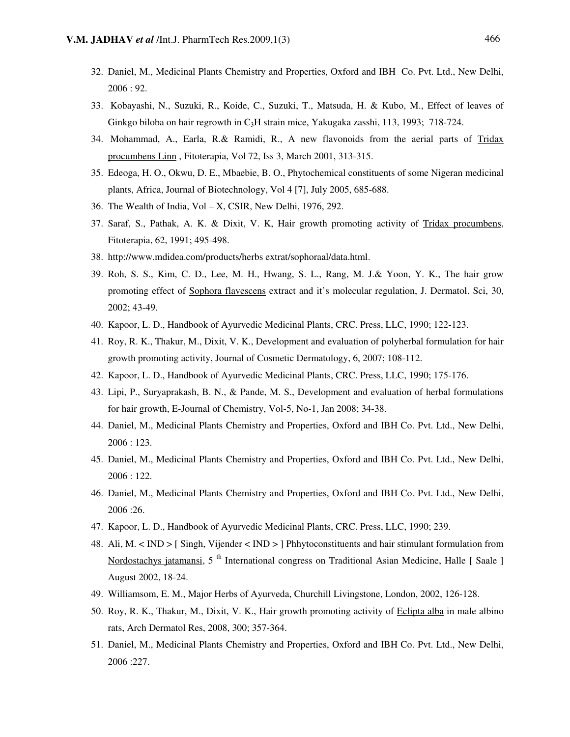32. Daniel, M., Medicinal Plants Chemistry and Properties, Oxford and IBH Co. Pvt. Ltd., New Delhi, 2006 : 92.
33. Kobayashi, N., Suzuki, R., Koide, C., Suzuki, T., Matsuda, H. & Kubo, M., Effect of leaves of Ginkgo biloba on hair regrowth in $C_3H$ strain mice, Yakugaka zasshi, 113, 1993; 718-724.
34. Mohammad, A., Earla, R.& Ramidi, R., A new flavonoids from the aerial parts of Tridax procumbens Linn , Fitoterapia, Vol 72, Iss 3, March 2001, 313-315.
35. Edeoga, H. O., Okwu, D. E., Mbaebie, B. O., Phytochemical constituents of some Nigeran medicinal plants, Africa, Journal of Biotechnology, Vol 4 [7], July 2005, 685-688.
36. The Wealth of India, Vol – X, CSIR, New Delhi, 1976, 292.
37. Saraf, S., Pathak, A. K. & Dixit, V. K, Hair growth promoting activity of Tridax procumbens, Fitoterapia, 62, 1991; 495-498.
38. http://www.mdidea.com/products/herbs extrat/sophoraal/data.html.
39. Roh, S. S., Kim, C. D., Lee, M. H., Hwang, S. L., Rang, M. J.& Yoon, Y. K., The hair grow promoting effect of Sophora flavescens extract and it's molecular regulation, J. Dermatol. Sci, 30, 2002; 43-49.
40. Kapoor, L. D., Handbook of Ayurvedic Medicinal Plants, CRC. Press, LLC, 1990; 122-123.
41. Roy, R. K., Thakur, M., Dixit, V. K., Development and evaluation of polyherbal formulation for hair growth promoting activity, Journal of Cosmetic Dermatology, 6, 2007; 108-112.
42. Kapoor, L. D., Handbook of Ayurvedic Medicinal Plants, CRC. Press, LLC, 1990; 175-176.
43. Lipi, P., Suryaprakash, B. N., & Pande, M. S., Development and evaluation of herbal formulations for hair growth, E-Journal of Chemistry, Vol-5, No-1, Jan 2008; 34-38.
44. Daniel, M., Medicinal Plants Chemistry and Properties, Oxford and IBH Co. Pvt. Ltd., New Delhi, 2006 : 123.
45. Daniel, M., Medicinal Plants Chemistry and Properties, Oxford and IBH Co. Pvt. Ltd., New Delhi, 2006 : 122.
46. Daniel, M., Medicinal Plants Chemistry and Properties, Oxford and IBH Co. Pvt. Ltd., New Delhi, 2006 :26.
47. Kapoor, L. D., Handbook of Ayurvedic Medicinal Plants, CRC. Press, LLC, 1990; 239.
48. Ali, M. < IND > [ Singh, Vijender < IND > ] Phhytoconstituents and hair stimulant formulation from Nordostachys jatamansi, 5 th International congress on Traditional Asian Medicine, Halle [ Saale ] August 2002, 18-24.
49. Williamsom, E. M., Major Herbs of Ayurveda, Churchill Livingstone, London, 2002, 126-128.
50. Roy, R. K., Thakur, M., Dixit, V. K., Hair growth promoting activity of Eclipta alba in male albino rats, Arch Dermatol Res, 2008, 300; 357-364.
51. Daniel, M., Medicinal Plants Chemistry and Properties, Oxford and IBH Co. Pvt. Ltd., New Delhi, 2006 :227.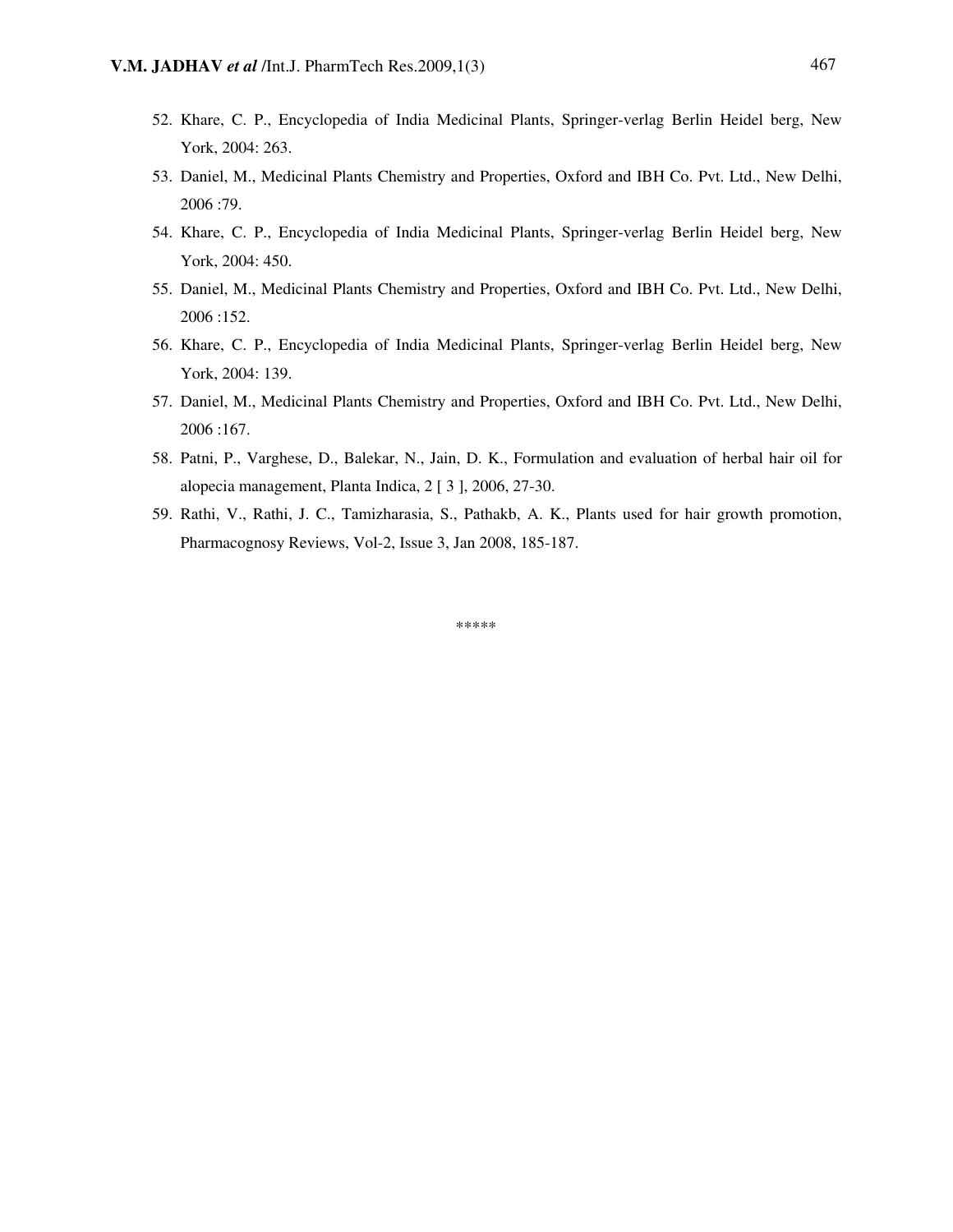52. Khare, C. P., Encyclopedia of India Medicinal Plants, Springer-verlag Berlin Heidel berg, New York, 2004: 263.
53. Daniel, M., Medicinal Plants Chemistry and Properties, Oxford and IBH Co. Pvt. Ltd., New Delhi, 2006 :79.
54. Khare, C. P., Encyclopedia of India Medicinal Plants, Springer-verlag Berlin Heidel berg, New York, 2004: 450.
55. Daniel, M., Medicinal Plants Chemistry and Properties, Oxford and IBH Co. Pvt. Ltd., New Delhi, 2006 :152.
56. Khare, C. P., Encyclopedia of India Medicinal Plants, Springer-verlag Berlin Heidel berg, New York, 2004: 139.
57. Daniel, M., Medicinal Plants Chemistry and Properties, Oxford and IBH Co. Pvt. Ltd., New Delhi, 2006 :167.
58. Patni, P., Varghese, D., Balekar, N., Jain, D. K., Formulation and evaluation of herbal hair oil for alopecia management, Planta Indica, 2 [ 3 ], 2006, 27-30.
59. Rathi, V., Rathi, J. C., Tamizharasia, S., Pathakb, A. K., Plants used for hair growth promotion, Pharmacognosy Reviews, Vol-2, Issue 3, Jan 2008, 185-187.

*****